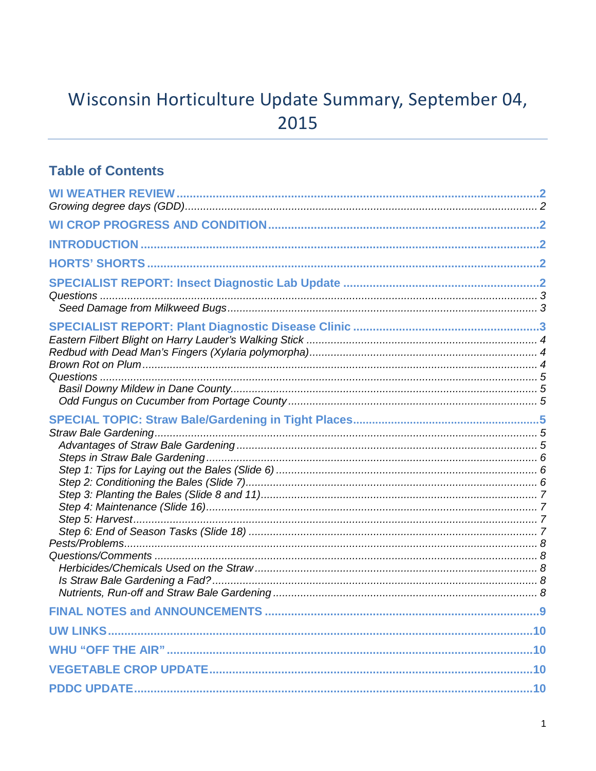# Wisconsin Horticulture Update Summary, September 04, 2015

## Table of Contents

**WI WEATHER REVIEW** ..... 2
*Growing degree days (GDD)* ..... 2

**WI CROP PROGRESS AND CONDITION** ..... 2

**INTRODUCTION** ..... 2

**HORTS' SHORTS** ..... 2

**SPECIALIST REPORT: Insect Diagnostic Lab Update** ..... 2
*Questions* ..... 3
- *Seed Damage from Milkweed Bugs* ..... 3

**SPECIALIST REPORT: Plant Diagnostic Disease Clinic** ..... 3
*Eastern Filbert Blight on Harry Lauder's Walking Stick* ..... 4
*Redbud with Dead Man's Fingers (Xylaria polymorpha)* ..... 4
*Brown Rot on Plum* ..... 4
*Questions* ..... 5
- *Basil Downy Mildew in Dane County* ..... 5
- *Odd Fungus on Cucumber from Portage County* ..... 5

**SPECIAL TOPIC: Straw Bale/Gardening in Tight Places** ..... 5
*Straw Bale Gardening* ..... 5
- *Advantages of Straw Bale Gardening* ..... 5
- *Steps in Straw Bale Gardening* ..... 6
- *Step 1: Tips for Laying out the Bales (Slide 6)* ..... 6
- *Step 2: Conditioning the Bales (Slide 7)* ..... 6
- *Step 3: Planting the Bales (Slide 8 and 11)* ..... 7
- *Step 4: Maintenance (Slide 16)* ..... 7
- *Step 5: Harvest* ..... 7
- *Step 6: End of Season Tasks (Slide 18)* ..... 7

*Pests/Problems* ..... 8
*Questions/Comments* ..... 8
- *Herbicides/Chemicals Used on the Straw* ..... 8
- *Is Straw Bale Gardening a Fad?* ..... 8
- *Nutrients, Run-off and Straw Bale Gardening* ..... 8

**FINAL NOTES and ANNOUNCEMENTS** ..... 9

**UW LINKS** ..... 10

**WHU "OFF THE AIR"** ..... 10

**VEGETABLE CROP UPDATE** ..... 10

**PDDC UPDATE** ..... 10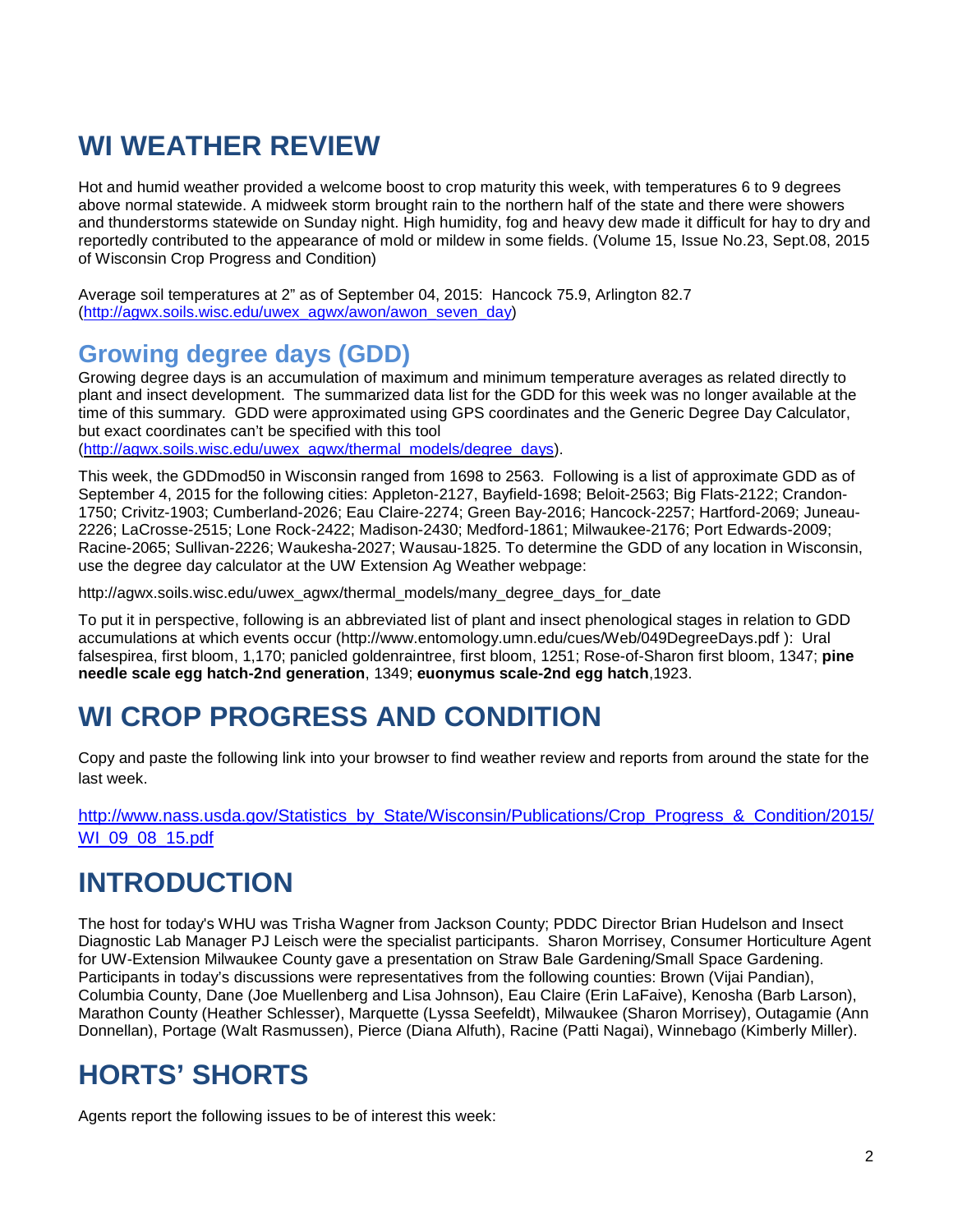# WI WEATHER REVIEW

Hot and humid weather provided a welcome boost to crop maturity this week, with temperatures 6 to 9 degrees above normal statewide. A midweek storm brought rain to the northern half of the state and there were showers and thunderstorms statewide on Sunday night. High humidity, fog and heavy dew made it difficult for hay to dry and reportedly contributed to the appearance of mold or mildew in some fields. (Volume 15, Issue No.23, Sept.08, 2015 of Wisconsin Crop Progress and Condition)

Average soil temperatures at 2" as of September 04, 2015: Hancock 75.9, Arlington 82.7 ([http://agwx.soils.wisc.edu/uwex_agwx/awon/awon_seven_day](http://agwx.soils.wisc.edu/uwex_agwx/awon/awon_seven_day))

## Growing degree days (GDD)

Growing degree days is an accumulation of maximum and minimum temperature averages as related directly to plant and insect development. The summarized data list for the GDD for this week was no longer available at the time of this summary. GDD were approximated using GPS coordinates and the Generic Degree Day Calculator, but exact coordinates can't be specified with this tool ([http://agwx.soils.wisc.edu/uwex_agwx/thermal_models/degree_days](http://agwx.soils.wisc.edu/uwex_agwx/thermal_models/degree_days)).

This week, the GDDmod50 in Wisconsin ranged from 1698 to 2563. Following is a list of approximate GDD as of September 4, 2015 for the following cities: Appleton-2127, Bayfield-1698; Beloit-2563; Big Flats-2122; Crandon-1750; Crivitz-1903; Cumberland-2026; Eau Claire-2274; Green Bay-2016; Hancock-2257; Hartford-2069; Juneau-2226; LaCrosse-2515; Lone Rock-2422; Madison-2430; Medford-1861; Milwaukee-2176; Port Edwards-2009; Racine-2065; Sullivan-2226; Waukesha-2027; Wausau-1825. To determine the GDD of any location in Wisconsin, use the degree day calculator at the UW Extension Ag Weather webpage:

http://agwx.soils.wisc.edu/uwex_agwx/thermal_models/many_degree_days_for_date

To put it in perspective, following is an abbreviated list of plant and insect phenological stages in relation to GDD accumulations at which events occur (http://www.entomology.umn.edu/cues/Web/049DegreeDays.pdf ): Ural falsespirea, first bloom, 1,170; panicled goldenraintree, first bloom, 1251; Rose-of-Sharon first bloom, 1347; **pine needle scale egg hatch-2nd generation**, 1349; **euonymus scale-2nd egg hatch**,1923.

# WI CROP PROGRESS AND CONDITION

Copy and paste the following link into your browser to find weather review and reports from around the state for the last week.

[http://www.nass.usda.gov/Statistics_by_State/Wisconsin/Publications/Crop_Progress_&_Condition/2015/WI_09_08_15.pdf](http://www.nass.usda.gov/Statistics_by_State/Wisconsin/Publications/Crop_Progress_&_Condition/2015/WI_09_08_15.pdf)

# INTRODUCTION

The host for today's WHU was Trisha Wagner from Jackson County; PDDC Director Brian Hudelson and Insect Diagnostic Lab Manager PJ Leisch were the specialist participants. Sharon Morrisey, Consumer Horticulture Agent for UW-Extension Milwaukee County gave a presentation on Straw Bale Gardening/Small Space Gardening. Participants in today's discussions were representatives from the following counties: Brown (Vijai Pandian), Columbia County, Dane (Joe Muellenberg and Lisa Johnson), Eau Claire (Erin LaFaive), Kenosha (Barb Larson), Marathon County (Heather Schlesser), Marquette (Lyssa Seefeldt), Milwaukee (Sharon Morrisey), Outagamie (Ann Donnellan), Portage (Walt Rasmussen), Pierce (Diana Alfuth), Racine (Patti Nagai), Winnebago (Kimberly Miller).

# HORTS' SHORTS

Agents report the following issues to be of interest this week: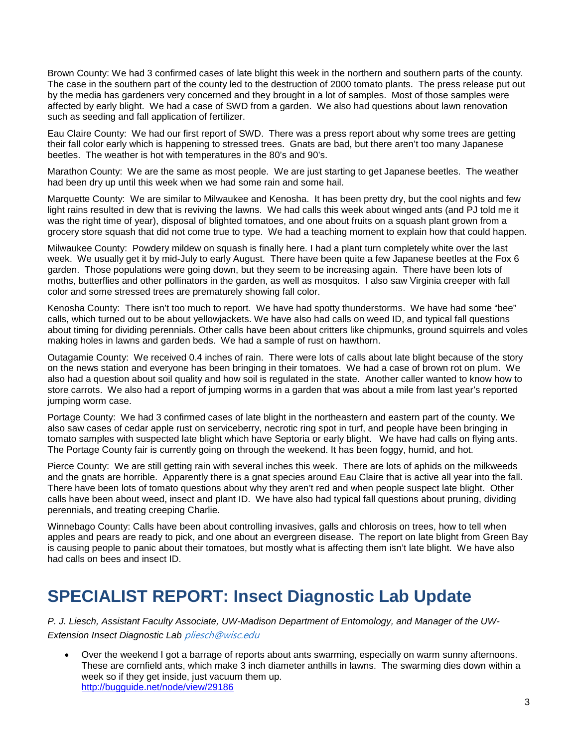Brown County: We had 3 confirmed cases of late blight this week in the northern and southern parts of the county. The case in the southern part of the county led to the destruction of 2000 tomato plants. The press release put out by the media has gardeners very concerned and they brought in a lot of samples. Most of those samples were affected by early blight. We had a case of SWD from a garden. We also had questions about lawn renovation such as seeding and fall application of fertilizer.

Eau Claire County: We had our first report of SWD. There was a press report about why some trees are getting their fall color early which is happening to stressed trees. Gnats are bad, but there aren't too many Japanese beetles. The weather is hot with temperatures in the 80's and 90's.

Marathon County: We are the same as most people. We are just starting to get Japanese beetles. The weather had been dry up until this week when we had some rain and some hail.

Marquette County: We are similar to Milwaukee and Kenosha. It has been pretty dry, but the cool nights and few light rains resulted in dew that is reviving the lawns. We had calls this week about winged ants (and PJ told me it was the right time of year), disposal of blighted tomatoes, and one about fruits on a squash plant grown from a grocery store squash that did not come true to type. We had a teaching moment to explain how that could happen.

Milwaukee County: Powdery mildew on squash is finally here. I had a plant turn completely white over the last week. We usually get it by mid-July to early August. There have been quite a few Japanese beetles at the Fox 6 garden. Those populations were going down, but they seem to be increasing again. There have been lots of moths, butterflies and other pollinators in the garden, as well as mosquitos. I also saw Virginia creeper with fall color and some stressed trees are prematurely showing fall color.

Kenosha County: There isn't too much to report. We have had spotty thunderstorms. We have had some "bee" calls, which turned out to be about yellowjackets. We have also had calls on weed ID, and typical fall questions about timing for dividing perennials. Other calls have been about critters like chipmunks, ground squirrels and voles making holes in lawns and garden beds. We had a sample of rust on hawthorn.

Outagamie County: We received 0.4 inches of rain. There were lots of calls about late blight because of the story on the news station and everyone has been bringing in their tomatoes. We had a case of brown rot on plum. We also had a question about soil quality and how soil is regulated in the state. Another caller wanted to know how to store carrots. We also had a report of jumping worms in a garden that was about a mile from last year's reported jumping worm case.

Portage County: We had 3 confirmed cases of late blight in the northeastern and eastern part of the county. We also saw cases of cedar apple rust on serviceberry, necrotic ring spot in turf, and people have been bringing in tomato samples with suspected late blight which have Septoria or early blight. We have had calls on flying ants. The Portage County fair is currently going on through the weekend. It has been foggy, humid, and hot.

Pierce County: We are still getting rain with several inches this week. There are lots of aphids on the milkweeds and the gnats are horrible. Apparently there is a gnat species around Eau Claire that is active all year into the fall. There have been lots of tomato questions about why they aren't red and when people suspect late blight. Other calls have been about weed, insect and plant ID. We have also had typical fall questions about pruning, dividing perennials, and treating creeping Charlie.

Winnebago County: Calls have been about controlling invasives, galls and chlorosis on trees, how to tell when apples and pears are ready to pick, and one about an evergreen disease. The report on late blight from Green Bay is causing people to panic about their tomatoes, but mostly what is affecting them isn't late blight. We have also had calls on bees and insect ID.

# SPECIALIST REPORT: Insect Diagnostic Lab Update

*P. J. Liesch, Assistant Faculty Associate, UW-Madison Department of Entomology, and Manager of the UW-Extension Insect Diagnostic Lab* pliesch@wisc.edu

- Over the weekend I got a barrage of reports about ants swarming, especially on warm sunny afternoons. These are cornfield ants, which make 3 inch diameter anthills in lawns. The swarming dies down within a week so if they get inside, just vacuum them up.
  http://bugguide.net/node/view/29186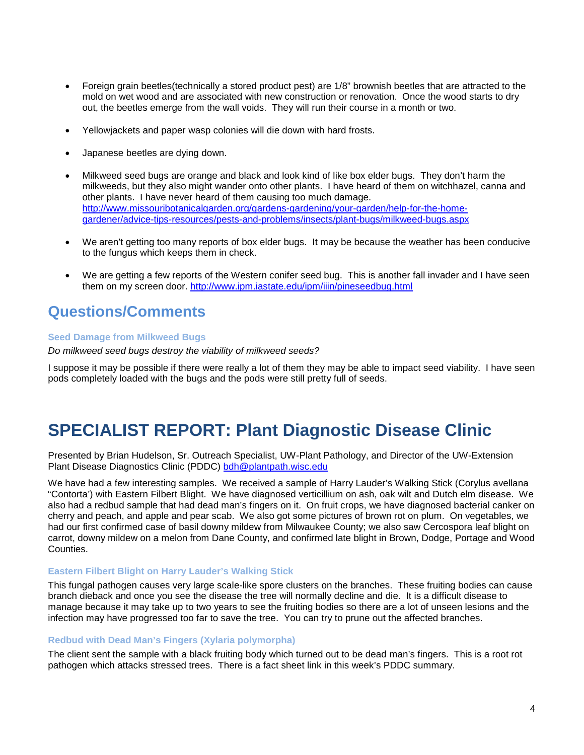- Foreign grain beetles(technically a stored product pest) are 1/8" brownish beetles that are attracted to the mold on wet wood and are associated with new construction or renovation. Once the wood starts to dry out, the beetles emerge from the wall voids. They will run their course in a month or two.

- Yellowjackets and paper wasp colonies will die down with hard frosts.

- Japanese beetles are dying down.

- Milkweed seed bugs are orange and black and look kind of like box elder bugs. They don't harm the milkweeds, but they also might wander onto other plants. I have heard of them on witchhazel, canna and other plants. I have never heard of them causing too much damage. http://www.missouribotanicalgarden.org/gardens-gardening/your-garden/help-for-the-home-gardener/advice-tips-resources/pests-and-problems/insects/plant-bugs/milkweed-bugs.aspx

- We aren't getting too many reports of box elder bugs. It may be because the weather has been conducive to the fungus which keeps them in check.

- We are getting a few reports of the Western conifer seed bug. This is another fall invader and I have seen them on my screen door. http://www.ipm.iastate.edu/ipm/iiin/pineseedbug.html

## Questions/Comments

#### Seed Damage from Milkweed Bugs

*Do milkweed seed bugs destroy the viability of milkweed seeds?*

I suppose it may be possible if there were really a lot of them they may be able to impact seed viability. I have seen pods completely loaded with the bugs and the pods were still pretty full of seeds.

# SPECIALIST REPORT: Plant Diagnostic Disease Clinic

Presented by Brian Hudelson, Sr. Outreach Specialist, UW-Plant Pathology, and Director of the UW-Extension Plant Disease Diagnostics Clinic (PDDC) bdh@plantpath.wisc.edu

We have had a few interesting samples. We received a sample of Harry Lauder's Walking Stick (Corylus avellana "Contorta') with Eastern Filbert Blight. We have diagnosed verticillium on ash, oak wilt and Dutch elm disease. We also had a redbud sample that had dead man's fingers on it. On fruit crops, we have diagnosed bacterial canker on cherry and peach, and apple and pear scab. We also got some pictures of brown rot on plum. On vegetables, we had our first confirmed case of basil downy mildew from Milwaukee County; we also saw Cercospora leaf blight on carrot, downy mildew on a melon from Dane County, and confirmed late blight in Brown, Dodge, Portage and Wood Counties.

#### Eastern Filbert Blight on Harry Lauder's Walking Stick

This fungal pathogen causes very large scale-like spore clusters on the branches. These fruiting bodies can cause branch dieback and once you see the disease the tree will normally decline and die. It is a difficult disease to manage because it may take up to two years to see the fruiting bodies so there are a lot of unseen lesions and the infection may have progressed too far to save the tree. You can try to prune out the affected branches.

#### Redbud with Dead Man's Fingers (Xylaria polymorpha)

The client sent the sample with a black fruiting body which turned out to be dead man's fingers. This is a root rot pathogen which attacks stressed trees. There is a fact sheet link in this week's PDDC summary.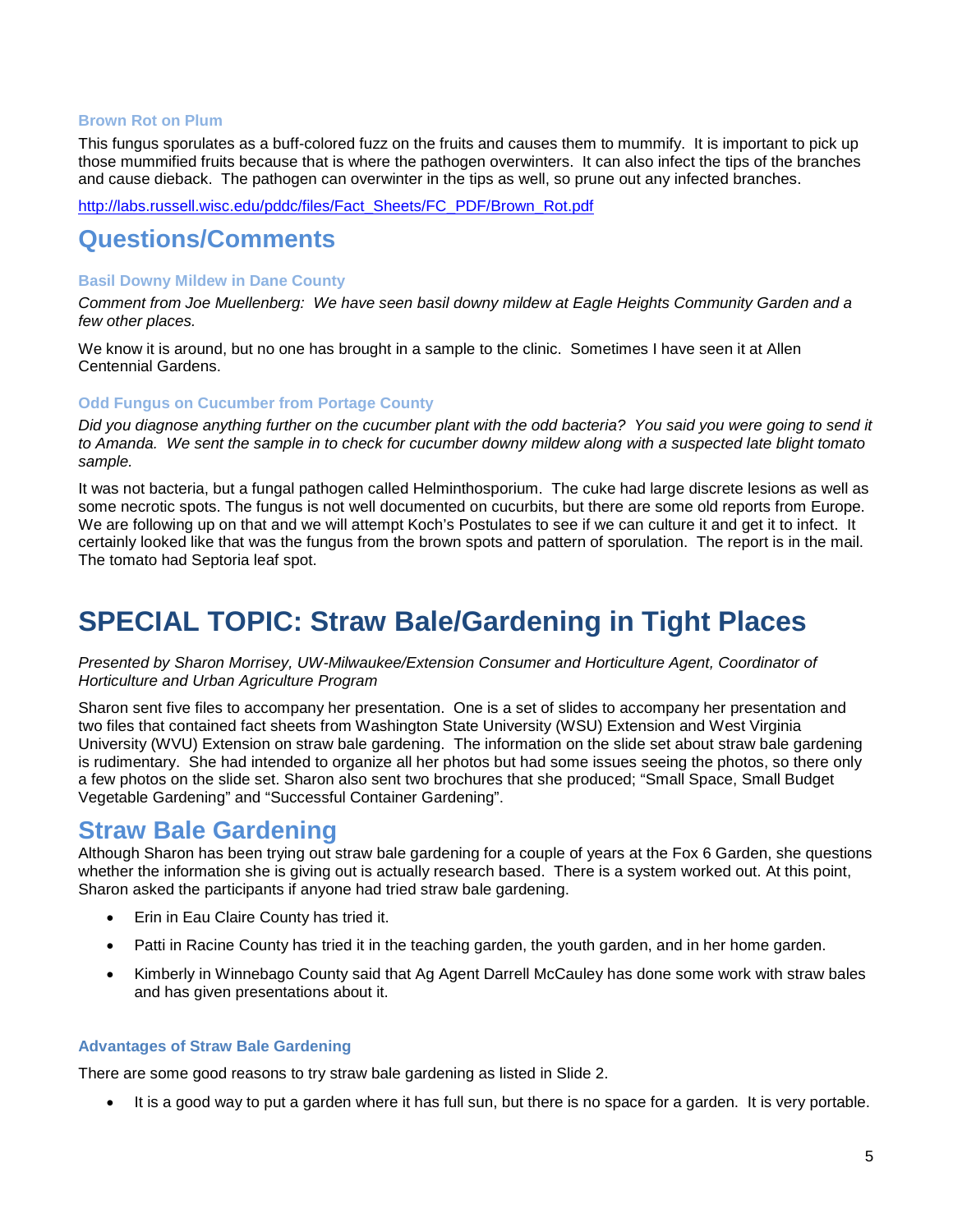### Brown Rot on Plum

This fungus sporulates as a buff-colored fuzz on the fruits and causes them to mummify. It is important to pick up those mummified fruits because that is where the pathogen overwinters. It can also infect the tips of the branches and cause dieback. The pathogen can overwinter in the tips as well, so prune out any infected branches.

http://labs.russell.wisc.edu/pddc/files/Fact_Sheets/FC_PDF/Brown_Rot.pdf

## Questions/Comments

### Basil Downy Mildew in Dane County

*Comment from Joe Muellenberg: We have seen basil downy mildew at Eagle Heights Community Garden and a few other places.*

We know it is around, but no one has brought in a sample to the clinic. Sometimes I have seen it at Allen Centennial Gardens.

### Odd Fungus on Cucumber from Portage County

*Did you diagnose anything further on the cucumber plant with the odd bacteria? You said you were going to send it to Amanda. We sent the sample in to check for cucumber downy mildew along with a suspected late blight tomato sample.*

It was not bacteria, but a fungal pathogen called Helminthosporium. The cuke had large discrete lesions as well as some necrotic spots. The fungus is not well documented on cucurbits, but there are some old reports from Europe. We are following up on that and we will attempt Koch's Postulates to see if we can culture it and get it to infect. It certainly looked like that was the fungus from the brown spots and pattern of sporulation. The report is in the mail. The tomato had Septoria leaf spot.

# SPECIAL TOPIC: Straw Bale/Gardening in Tight Places

*Presented by Sharon Morrisey, UW-Milwaukee/Extension Consumer and Horticulture Agent, Coordinator of Horticulture and Urban Agriculture Program*

Sharon sent five files to accompany her presentation. One is a set of slides to accompany her presentation and two files that contained fact sheets from Washington State University (WSU) Extension and West Virginia University (WVU) Extension on straw bale gardening. The information on the slide set about straw bale gardening is rudimentary. She had intended to organize all her photos but had some issues seeing the photos, so there only a few photos on the slide set. Sharon also sent two brochures that she produced; "Small Space, Small Budget Vegetable Gardening" and "Successful Container Gardening".

## Straw Bale Gardening

Although Sharon has been trying out straw bale gardening for a couple of years at the Fox 6 Garden, she questions whether the information she is giving out is actually research based. There is a system worked out. At this point, Sharon asked the participants if anyone had tried straw bale gardening.

- Erin in Eau Claire County has tried it.
- Patti in Racine County has tried it in the teaching garden, the youth garden, and in her home garden.
- Kimberly in Winnebago County said that Ag Agent Darrell McCauley has done some work with straw bales and has given presentations about it.

### Advantages of Straw Bale Gardening

There are some good reasons to try straw bale gardening as listed in Slide 2.

- It is a good way to put a garden where it has full sun, but there is no space for a garden. It is very portable.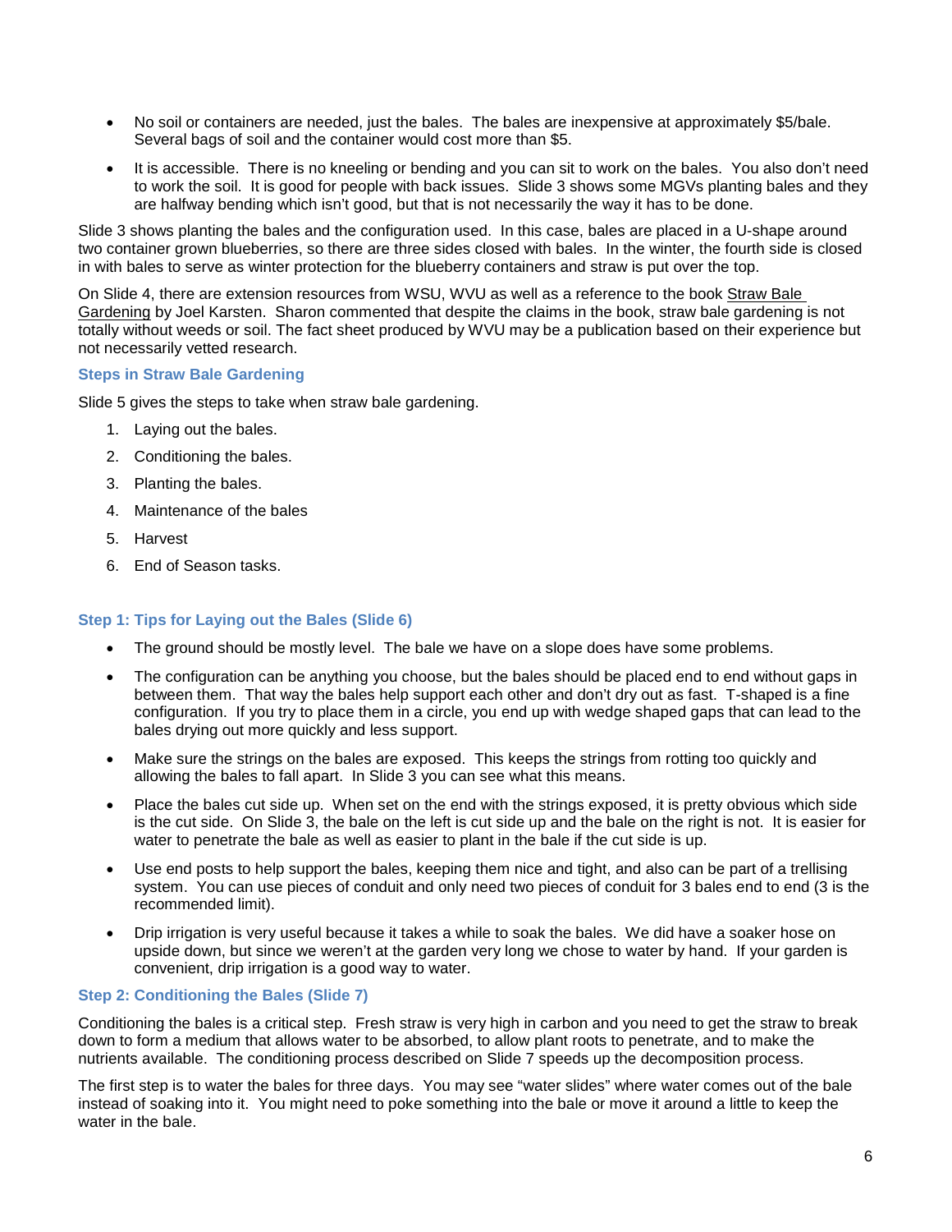- No soil or containers are needed, just the bales. The bales are inexpensive at approximately $5/bale. Several bags of soil and the container would cost more than $5.
- It is accessible. There is no kneeling or bending and you can sit to work on the bales. You also don't need to work the soil. It is good for people with back issues. Slide 3 shows some MGVs planting bales and they are halfway bending which isn't good, but that is not necessarily the way it has to be done.

Slide 3 shows planting the bales and the configuration used. In this case, bales are placed in a U-shape around two container grown blueberries, so there are three sides closed with bales. In the winter, the fourth side is closed in with bales to serve as winter protection for the blueberry containers and straw is put over the top.

On Slide 4, there are extension resources from WSU, WVU as well as a reference to the book Straw Bale Gardening by Joel Karsten. Sharon commented that despite the claims in the book, straw bale gardening is not totally without weeds or soil. The fact sheet produced by WVU may be a publication based on their experience but not necessarily vetted research.

### Steps in Straw Bale Gardening

Slide 5 gives the steps to take when straw bale gardening.

1. Laying out the bales.
2. Conditioning the bales.
3. Planting the bales.
4. Maintenance of the bales
5. Harvest
6. End of Season tasks.

### Step 1: Tips for Laying out the Bales (Slide 6)

- The ground should be mostly level. The bale we have on a slope does have some problems.
- The configuration can be anything you choose, but the bales should be placed end to end without gaps in between them. That way the bales help support each other and don't dry out as fast. T-shaped is a fine configuration. If you try to place them in a circle, you end up with wedge shaped gaps that can lead to the bales drying out more quickly and less support.
- Make sure the strings on the bales are exposed. This keeps the strings from rotting too quickly and allowing the bales to fall apart. In Slide 3 you can see what this means.
- Place the bales cut side up. When set on the end with the strings exposed, it is pretty obvious which side is the cut side. On Slide 3, the bale on the left is cut side up and the bale on the right is not. It is easier for water to penetrate the bale as well as easier to plant in the bale if the cut side is up.
- Use end posts to help support the bales, keeping them nice and tight, and also can be part of a trellising system. You can use pieces of conduit and only need two pieces of conduit for 3 bales end to end (3 is the recommended limit).
- Drip irrigation is very useful because it takes a while to soak the bales. We did have a soaker hose on upside down, but since we weren't at the garden very long we chose to water by hand. If your garden is convenient, drip irrigation is a good way to water.

### Step 2: Conditioning the Bales (Slide 7)

Conditioning the bales is a critical step. Fresh straw is very high in carbon and you need to get the straw to break down to form a medium that allows water to be absorbed, to allow plant roots to penetrate, and to make the nutrients available. The conditioning process described on Slide 7 speeds up the decomposition process.

The first step is to water the bales for three days. You may see "water slides" where water comes out of the bale instead of soaking into it. You might need to poke something into the bale or move it around a little to keep the water in the bale.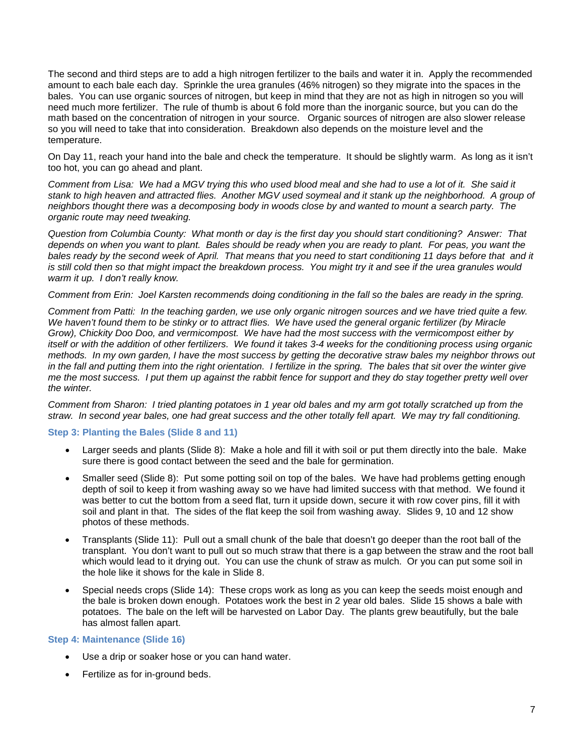The second and third steps are to add a high nitrogen fertilizer to the bails and water it in. Apply the recommended amount to each bale each day. Sprinkle the urea granules (46% nitrogen) so they migrate into the spaces in the bales. You can use organic sources of nitrogen, but keep in mind that they are not as high in nitrogen so you will need much more fertilizer. The rule of thumb is about 6 fold more than the inorganic source, but you can do the math based on the concentration of nitrogen in your source. Organic sources of nitrogen are also slower release so you will need to take that into consideration. Breakdown also depends on the moisture level and the temperature.

On Day 11, reach your hand into the bale and check the temperature. It should be slightly warm. As long as it isn't too hot, you can go ahead and plant.

*Comment from Lisa: We had a MGV trying this who used blood meal and she had to use a lot of it. She said it stank to high heaven and attracted flies. Another MGV used soymeal and it stank up the neighborhood. A group of neighbors thought there was a decomposing body in woods close by and wanted to mount a search party. The organic route may need tweaking.*

*Question from Columbia County: What month or day is the first day you should start conditioning? Answer: That depends on when you want to plant. Bales should be ready when you are ready to plant. For peas, you want the bales ready by the second week of April. That means that you need to start conditioning 11 days before that and it is still cold then so that might impact the breakdown process. You might try it and see if the urea granules would warm it up. I don't really know.*

*Comment from Erin: Joel Karsten recommends doing conditioning in the fall so the bales are ready in the spring.*

*Comment from Patti: In the teaching garden, we use only organic nitrogen sources and we have tried quite a few. We haven't found them to be stinky or to attract flies. We have used the general organic fertilizer (by Miracle Grow), Chickity Doo Doo, and vermicompost. We have had the most success with the vermicompost either by itself or with the addition of other fertilizers. We found it takes 3-4 weeks for the conditioning process using organic methods. In my own garden, I have the most success by getting the decorative straw bales my neighbor throws out in the fall and putting them into the right orientation. I fertilize in the spring. The bales that sit over the winter give me the most success. I put them up against the rabbit fence for support and they do stay together pretty well over the winter.*

*Comment from Sharon: I tried planting potatoes in 1 year old bales and my arm got totally scratched up from the straw. In second year bales, one had great success and the other totally fell apart. We may try fall conditioning.*

### Step 3: Planting the Bales (Slide 8 and 11)

- Larger seeds and plants (Slide 8): Make a hole and fill it with soil or put them directly into the bale. Make sure there is good contact between the seed and the bale for germination.
- Smaller seed (Slide 8): Put some potting soil on top of the bales. We have had problems getting enough depth of soil to keep it from washing away so we have had limited success with that method. We found it was better to cut the bottom from a seed flat, turn it upside down, secure it with row cover pins, fill it with soil and plant in that. The sides of the flat keep the soil from washing away. Slides 9, 10 and 12 show photos of these methods.
- Transplants (Slide 11): Pull out a small chunk of the bale that doesn't go deeper than the root ball of the transplant. You don't want to pull out so much straw that there is a gap between the straw and the root ball which would lead to it drying out. You can use the chunk of straw as mulch. Or you can put some soil in the hole like it shows for the kale in Slide 8.
- Special needs crops (Slide 14): These crops work as long as you can keep the seeds moist enough and the bale is broken down enough. Potatoes work the best in 2 year old bales. Slide 15 shows a bale with potatoes. The bale on the left will be harvested on Labor Day. The plants grew beautifully, but the bale has almost fallen apart.

### Step 4: Maintenance (Slide 16)

- Use a drip or soaker hose or you can hand water.
- Fertilize as for in-ground beds.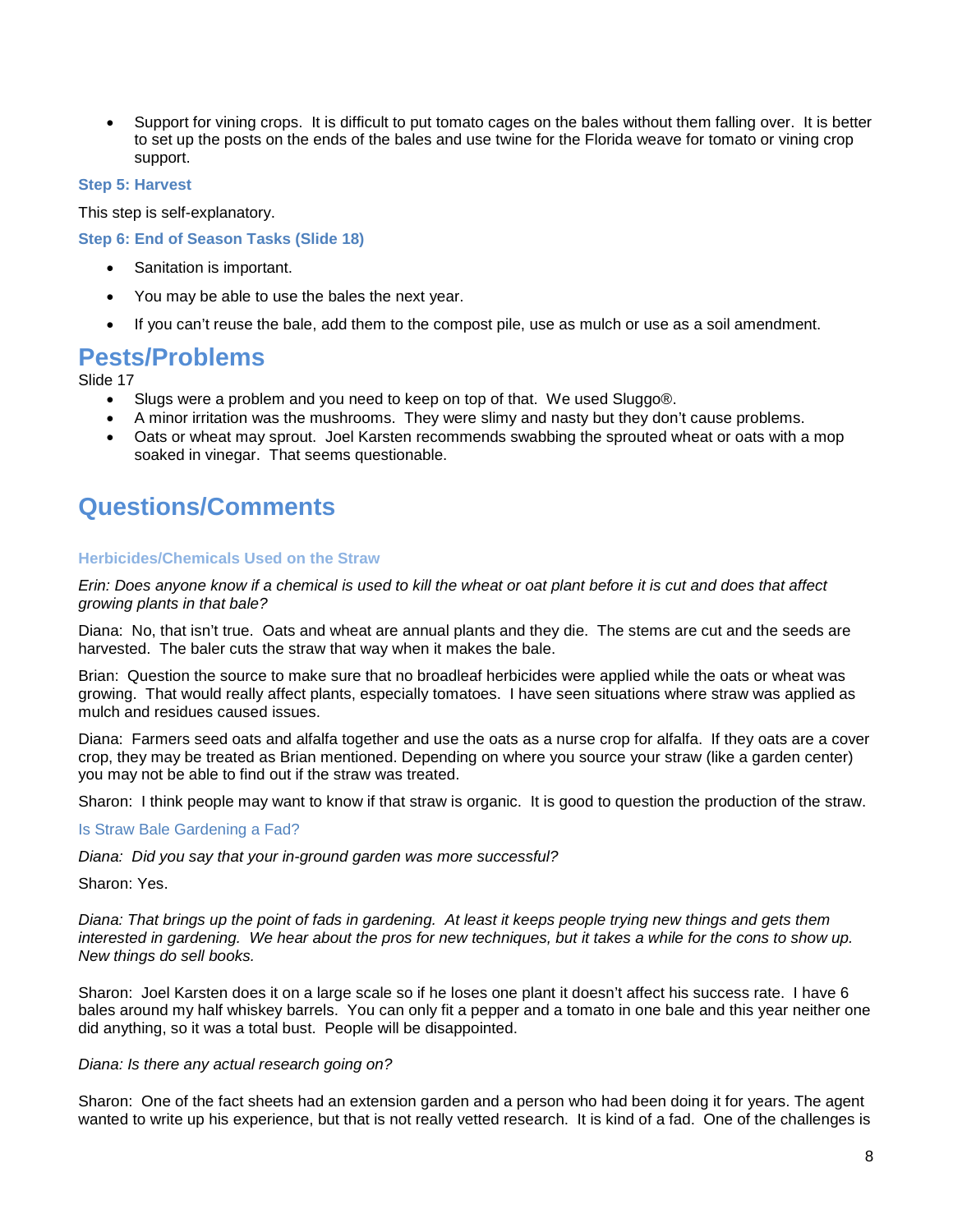- Support for vining crops. It is difficult to put tomato cages on the bales without them falling over. It is better to set up the posts on the ends of the bales and use twine for the Florida weave for tomato or vining crop support.

### Step 5: Harvest

This step is self-explanatory.

### Step 6: End of Season Tasks (Slide 18)

- Sanitation is important.
- You may be able to use the bales the next year.
- If you can't reuse the bale, add them to the compost pile, use as mulch or use as a soil amendment.

## Pests/Problems

Slide 17

- Slugs were a problem and you need to keep on top of that. We used Sluggo®.
- A minor irritation was the mushrooms. They were slimy and nasty but they don't cause problems.
- Oats or wheat may sprout. Joel Karsten recommends swabbing the sprouted wheat or oats with a mop soaked in vinegar. That seems questionable.

## Questions/Comments

#### Herbicides/Chemicals Used on the Straw

*Erin: Does anyone know if a chemical is used to kill the wheat or oat plant before it is cut and does that affect growing plants in that bale?*

Diana: No, that isn't true. Oats and wheat are annual plants and they die. The stems are cut and the seeds are harvested. The baler cuts the straw that way when it makes the bale.

Brian: Question the source to make sure that no broadleaf herbicides were applied while the oats or wheat was growing. That would really affect plants, especially tomatoes. I have seen situations where straw was applied as mulch and residues caused issues.

Diana: Farmers seed oats and alfalfa together and use the oats as a nurse crop for alfalfa. If they oats are a cover crop, they may be treated as Brian mentioned. Depending on where you source your straw (like a garden center) you may not be able to find out if the straw was treated.

Sharon: I think people may want to know if that straw is organic. It is good to question the production of the straw.

#### Is Straw Bale Gardening a Fad?

*Diana: Did you say that your in-ground garden was more successful?*

Sharon: Yes.

*Diana: That brings up the point of fads in gardening. At least it keeps people trying new things and gets them interested in gardening. We hear about the pros for new techniques, but it takes a while for the cons to show up. New things do sell books.*

Sharon: Joel Karsten does it on a large scale so if he loses one plant it doesn't affect his success rate. I have 6 bales around my half whiskey barrels. You can only fit a pepper and a tomato in one bale and this year neither one did anything, so it was a total bust. People will be disappointed.

*Diana: Is there any actual research going on?*

Sharon: One of the fact sheets had an extension garden and a person who had been doing it for years. The agent wanted to write up his experience, but that is not really vetted research. It is kind of a fad. One of the challenges is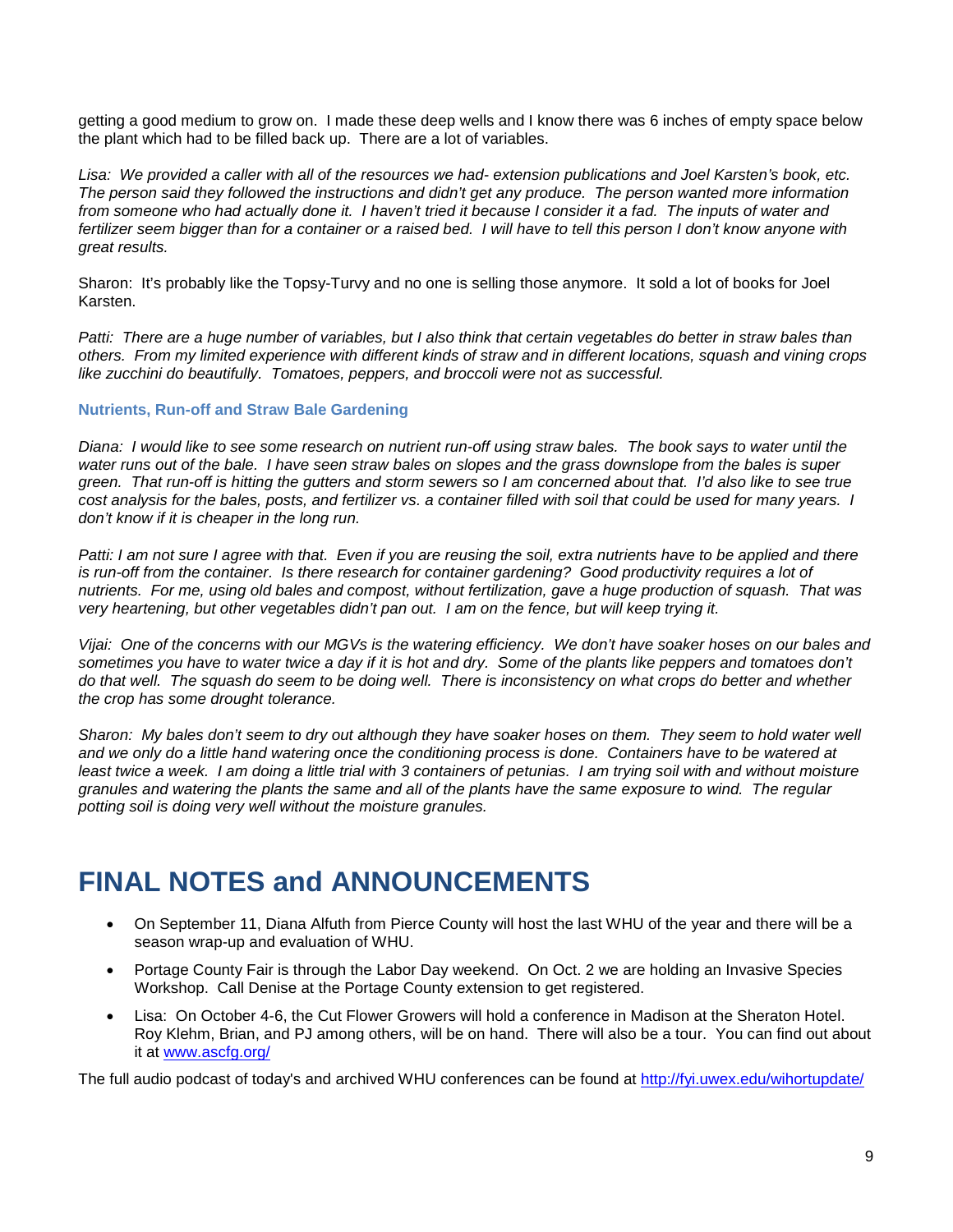getting a good medium to grow on. I made these deep wells and I know there was 6 inches of empty space below the plant which had to be filled back up. There are a lot of variables.

*Lisa: We provided a caller with all of the resources we had- extension publications and Joel Karsten's book, etc. The person said they followed the instructions and didn't get any produce. The person wanted more information from someone who had actually done it. I haven't tried it because I consider it a fad. The inputs of water and fertilizer seem bigger than for a container or a raised bed. I will have to tell this person I don't know anyone with great results.*

Sharon: It's probably like the Topsy-Turvy and no one is selling those anymore. It sold a lot of books for Joel Karsten.

*Patti: There are a huge number of variables, but I also think that certain vegetables do better in straw bales than others. From my limited experience with different kinds of straw and in different locations, squash and vining crops like zucchini do beautifully. Tomatoes, peppers, and broccoli were not as successful.*

### Nutrients, Run-off and Straw Bale Gardening

*Diana: I would like to see some research on nutrient run-off using straw bales. The book says to water until the water runs out of the bale. I have seen straw bales on slopes and the grass downslope from the bales is super green. That run-off is hitting the gutters and storm sewers so I am concerned about that. I'd also like to see true cost analysis for the bales, posts, and fertilizer vs. a container filled with soil that could be used for many years. I don't know if it is cheaper in the long run.*

*Patti: I am not sure I agree with that. Even if you are reusing the soil, extra nutrients have to be applied and there is run-off from the container. Is there research for container gardening? Good productivity requires a lot of nutrients. For me, using old bales and compost, without fertilization, gave a huge production of squash. That was very heartening, but other vegetables didn't pan out. I am on the fence, but will keep trying it.*

*Vijai: One of the concerns with our MGVs is the watering efficiency. We don't have soaker hoses on our bales and sometimes you have to water twice a day if it is hot and dry. Some of the plants like peppers and tomatoes don't do that well. The squash do seem to be doing well. There is inconsistency on what crops do better and whether the crop has some drought tolerance.*

*Sharon: My bales don't seem to dry out although they have soaker hoses on them. They seem to hold water well and we only do a little hand watering once the conditioning process is done. Containers have to be watered at least twice a week. I am doing a little trial with 3 containers of petunias. I am trying soil with and without moisture granules and watering the plants the same and all of the plants have the same exposure to wind. The regular potting soil is doing very well without the moisture granules.*

# FINAL NOTES and ANNOUNCEMENTS

- On September 11, Diana Alfuth from Pierce County will host the last WHU of the year and there will be a season wrap-up and evaluation of WHU.
- Portage County Fair is through the Labor Day weekend. On Oct. 2 we are holding an Invasive Species Workshop. Call Denise at the Portage County extension to get registered.
- Lisa: On October 4-6, the Cut Flower Growers will hold a conference in Madison at the Sheraton Hotel. Roy Klehm, Brian, and PJ among others, will be on hand. There will also be a tour. You can find out about it at [www.ascfg.org/](http://www.ascfg.org/)

The full audio podcast of today's and archived WHU conferences can be found at [http://fyi.uwex.edu/wihortupdate/](http://fyi.uwex.edu/wihortupdate/)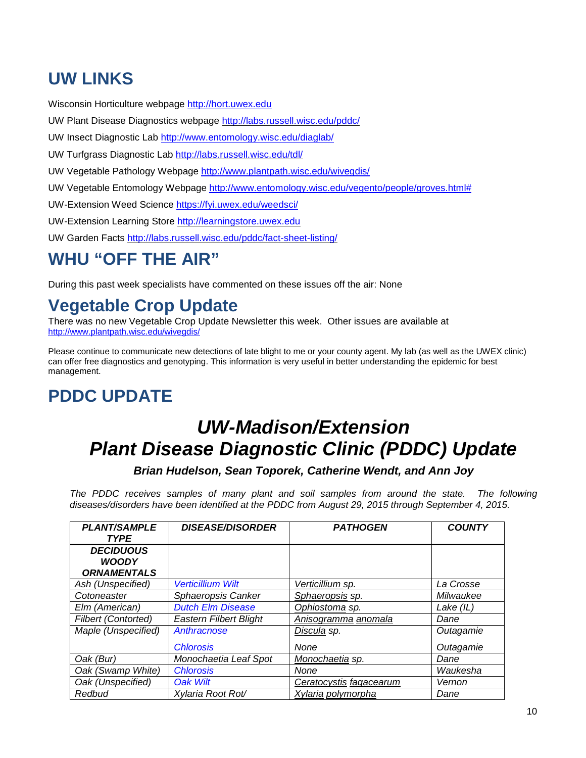# UW LINKS

Wisconsin Horticulture webpage http://hort.uwex.edu

UW Plant Disease Diagnostics webpage http://labs.russell.wisc.edu/pddc/

UW Insect Diagnostic Lab http://www.entomology.wisc.edu/diaglab/

UW Turfgrass Diagnostic Lab http://labs.russell.wisc.edu/tdl/

UW Vegetable Pathology Webpage http://www.plantpath.wisc.edu/wivegdis/

UW Vegetable Entomology Webpage http://www.entomology.wisc.edu/vegento/people/groves.html#

UW-Extension Weed Science https://fyi.uwex.edu/weedsci/

UW-Extension Learning Store http://learningstore.uwex.edu

UW Garden Facts http://labs.russell.wisc.edu/pddc/fact-sheet-listing/

# WHU "OFF THE AIR"

During this past week specialists have commented on these issues off the air: None

# Vegetable Crop Update

There was no new Vegetable Crop Update Newsletter this week. Other issues are available at http://www.plantpath.wisc.edu/wivegdis/

Please continue to communicate new detections of late blight to me or your county agent. My lab (as well as the UWEX clinic) can offer free diagnostics and genotyping. This information is very useful in better understanding the epidemic for best management.

# PDDC UPDATE

## *UW-Madison/Extension Plant Disease Diagnostic Clinic (PDDC) Update*

***Brian Hudelson, Sean Toporek, Catherine Wendt, and Ann Joy***

*The PDDC receives samples of many plant and soil samples from around the state. The following diseases/disorders have been identified at the PDDC from August 29, 2015 through September 4, 2015.*

| ***PLANT/SAMPLE TYPE*** | ***DISEASE/DISORDER*** | ***PATHOGEN*** | ***COUNTY*** |
|---|---|---|---|
| ***DECIDUOUS WOODY ORNAMENTALS*** | | | |
| *Ash (Unspecified)* | *Verticillium Wilt* | *Verticillium sp.* | *La Crosse* |
| *Cotoneaster* | *Sphaeropsis Canker* | *Sphaeropsis sp.* | *Milwaukee* |
| *Elm (American)* | *Dutch Elm Disease* | *Ophiostoma sp.* | *Lake (IL)* |
| *Filbert (Contorted)* | *Eastern Filbert Blight* | *Anisogramma anomala* | *Dane* |
| *Maple (Unspecified)* | *Anthracnose* | *Discula sp.* | *Outagamie* |
| | *Chlorosis* | *None* | *Outagamie* |
| *Oak (Bur)* | *Monochaetia Leaf Spot* | *Monochaetia sp.* | *Dane* |
| *Oak (Swamp White)* | *Chlorosis* | *None* | *Waukesha* |
| *Oak (Unspecified)* | *Oak Wilt* | *Ceratocystis fagacearum* | *Vernon* |
| *Redbud* | *Xylaria Root Rot/* | *Xylaria polymorpha* | *Dane* |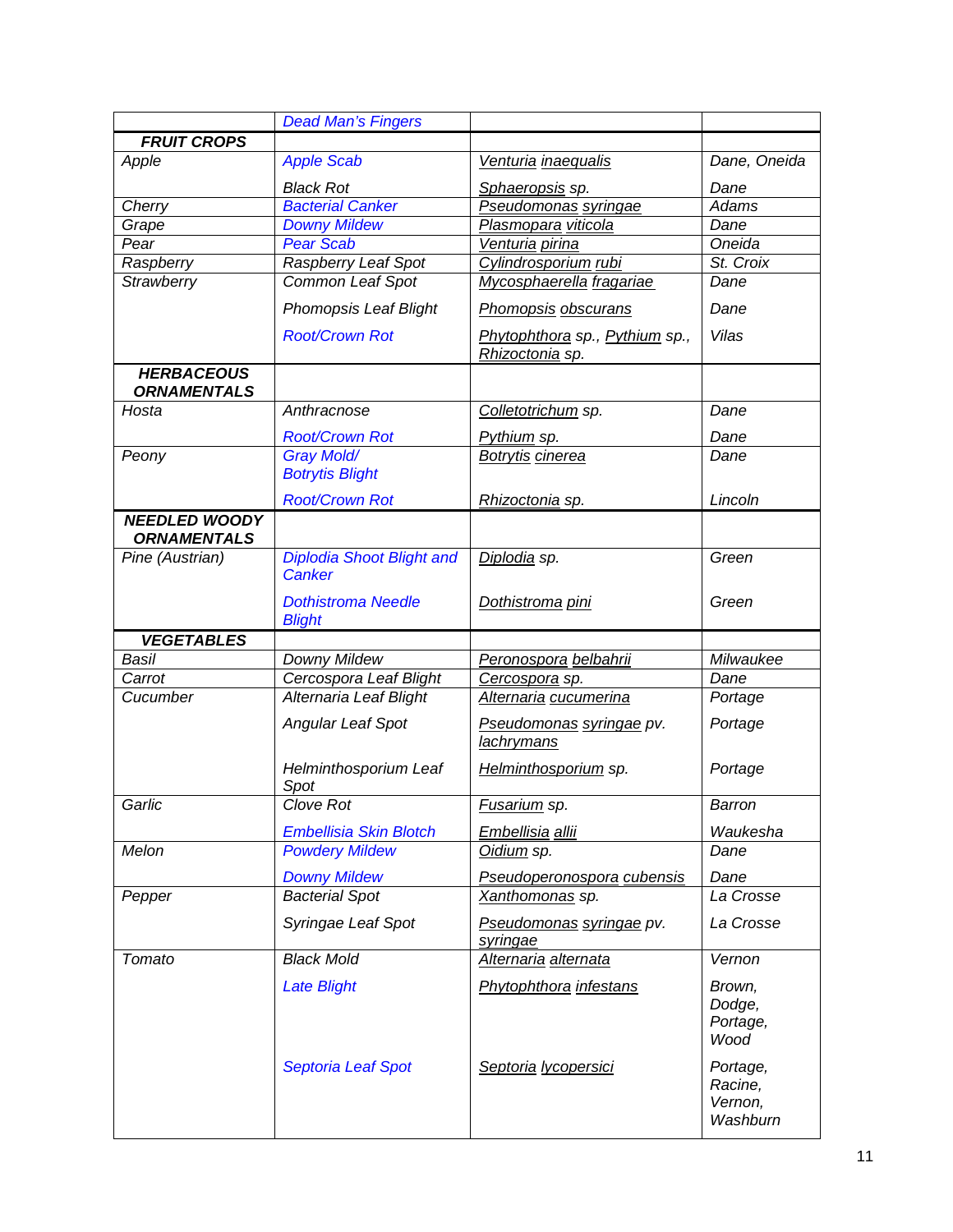| | Dead Man's Fingers | | |
|---|---|---|---|
| ***FRUIT CROPS*** | | | |
| *Apple* | *Apple Scab* | *Venturia inaequalis* | *Dane, Oneida* |
| | *Black Rot* | *Sphaeropsis sp.* | *Dane* |
| *Cherry* | *Bacterial Canker* | *Pseudomonas syringae* | *Adams* |
| *Grape* | *Downy Mildew* | *Plasmopara viticola* | *Dane* |
| *Pear* | *Pear Scab* | *Venturia pirina* | *Oneida* |
| *Raspberry* | *Raspberry Leaf Spot* | *Cylindrosporium rubi* | *St. Croix* |
| *Strawberry* | *Common Leaf Spot* | *Mycosphaerella fragariae* | *Dane* |
| | *Phomopsis Leaf Blight* | *Phomopsis obscurans* | *Dane* |
| | *Root/Crown Rot* | *Phytophthora sp., Pythium sp., Rhizoctonia sp.* | *Vilas* |
| ***HERBACEOUS ORNAMENTALS*** | | | |
| *Hosta* | *Anthracnose* | *Colletotrichum sp.* | *Dane* |
| | *Root/Crown Rot* | *Pythium sp.* | *Dane* |
| *Peony* | *Gray Mold/ Botrytis Blight* | *Botrytis cinerea* | *Dane* |
| | *Root/Crown Rot* | *Rhizoctonia sp.* | *Lincoln* |
| ***NEEDLED WOODY ORNAMENTALS*** | | | |
| *Pine (Austrian)* | *Diplodia Shoot Blight and Canker* | *Diplodia sp.* | *Green* |
| | *Dothistroma Needle Blight* | *Dothistroma pini* | *Green* |
| ***VEGETABLES*** | | | |
| *Basil* | *Downy Mildew* | *Peronospora belbahrii* | *Milwaukee* |
| *Carrot* | *Cercospora Leaf Blight* | *Cercospora sp.* | *Dane* |
| *Cucumber* | *Alternaria Leaf Blight* | *Alternaria cucumerina* | *Portage* |
| | *Angular Leaf Spot* | *Pseudomonas syringae pv. lachrymans* | *Portage* |
| | *Helminthosporium Leaf Spot* | *Helminthosporium sp.* | *Portage* |
| *Garlic* | *Clove Rot* | *Fusarium sp.* | *Barron* |
| | *Embellisia Skin Blotch* | *Embellisia allii* | *Waukesha* |
| *Melon* | *Powdery Mildew* | *Oidium sp.* | *Dane* |
| | *Downy Mildew* | *Pseudoperonospora cubensis* | *Dane* |
| *Pepper* | *Bacterial Spot* | *Xanthomonas sp.* | *La Crosse* |
| | *Syringae Leaf Spot* | *Pseudomonas syringae pv. syringae* | *La Crosse* |
| *Tomato* | *Black Mold* | *Alternaria alternata* | *Vernon* |
| | *Late Blight* | *Phytophthora infestans* | *Brown, Dodge, Portage, Wood* |
| | *Septoria Leaf Spot* | *Septoria lycopersici* | *Portage, Racine, Vernon, Washburn* |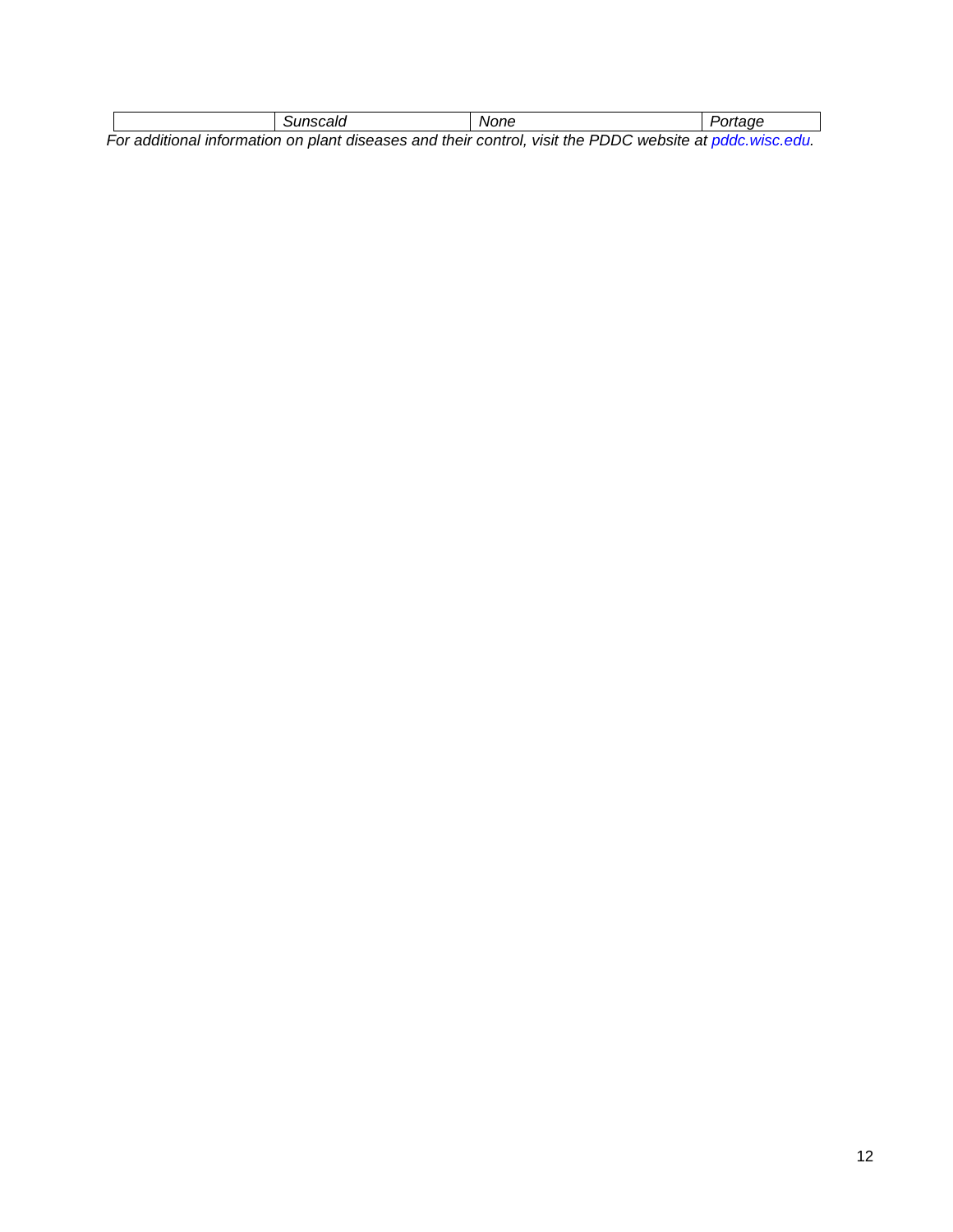| | | | |
|---|---|---|---|
| | *Sunscald* | *None* | *Portage* |

*For additional information on plant diseases and their control, visit the PDDC website at pddc.wisc.edu.*